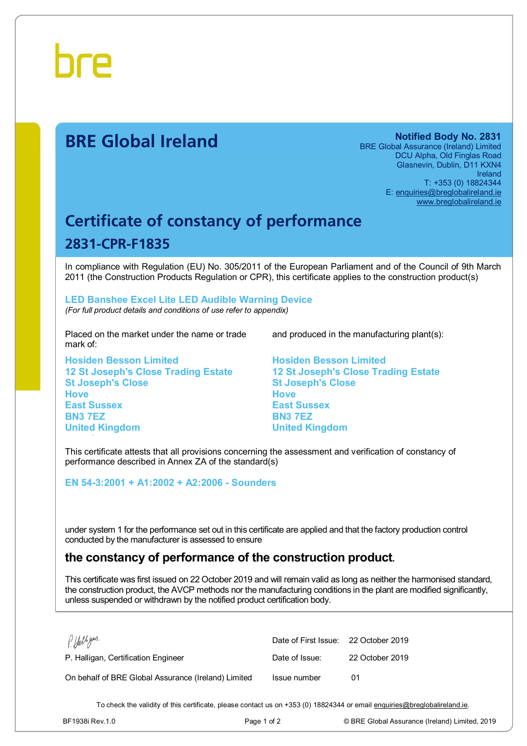bre

# BRE Global Ireland

**Notified Body No. 2831**
BRE Global Assurance (Ireland) Limited
DCU Alpha, Old Finglas Road
Glasnevin, Dublin, D11 KXN4
Ireland
T: +353 (0) 18824344
E: enquiries@breglobalireland.ie
www.breglobalireland.ie

## Certificate of constancy of performance

### 2831-CPR-F1835

In compliance with Regulation (EU) No. 305/2011 of the European Parliament and of the Council of 9th March 2011 (the Construction Products Regulation or CPR), this certificate applies to the construction product(s)

**LED Banshee Excel Lite LED Audible Warning Device**
*(For full product details and conditions of use refer to appendix)*

Placed on the market under the name or trade mark of:

**Hosiden Besson Limited**
**12 St Joseph's Close Trading Estate**
**St Joseph's Close**
**Hove**
**East Sussex**
**BN3 7EZ**
**United Kingdom**

and produced in the manufacturing plant(s):

**Hosiden Besson Limited**
**12 St Joseph's Close Trading Estate**
**St Joseph's Close**
**Hove**
**East Sussex**
**BN3 7EZ**
**United Kingdom**

This certificate attests that all provisions concerning the assessment and verification of constancy of performance described in Annex ZA of the standard(s)

**EN 54-3:2001 + A1:2002 + A2:2006 - Sounders**

under system 1 for the performance set out in this certificate are applied and that the factory production control conducted by the manufacturer is assessed to ensure

### the constancy of performance of the construction product.

This certificate was first issued on 22 October 2019 and will remain valid as long as neither the harmonised standard, the construction product, the AVCP methods nor the manufacturing conditions in the plant are modified significantly, unless suspended or withdrawn by the notified product certification body.

P. Halligan, Certification Engineer

On behalf of BRE Global Assurance (Ireland) Limited

| | |
|---|---|
| Date of First Issue: | 22 October 2019 |
| Date of Issue: | 22 October 2019 |
| Issue number | 01 |

To check the validity of this certificate, please contact us on +353 (0) 18824344 or email enquiries@breglobalireland.ie.

BF1938i Rev.1.0 © BRE Global Assurance (Ireland) Limited, 2019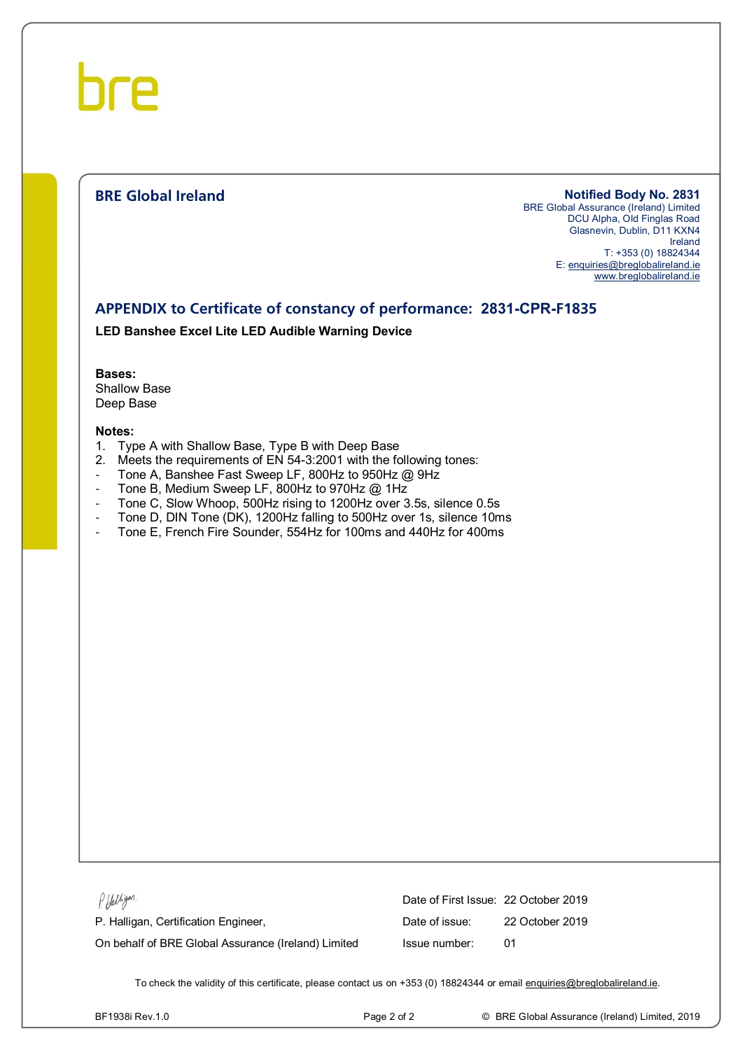bre

## BRE Global Ireland

**Notified Body No. 2831**
BRE Global Assurance (Ireland) Limited
DCU Alpha, Old Finglas Road
Glasnevin, Dublin, D11 KXN4
Ireland
T: +353 (0) 18824344
E: enquiries@breglobalireland.ie
www.breglobalireland.ie

## APPENDIX to Certificate of constancy of performance: 2831-CPR-F1835

**LED Banshee Excel Lite LED Audible Warning Device**

**Bases:**
Shallow Base
Deep Base

**Notes:**

1. Type A with Shallow Base, Type B with Deep Base
2. Meets the requirements of EN 54-3:2001 with the following tones:

- Tone A, Banshee Fast Sweep LF, 800Hz to 950Hz @ 9Hz
- Tone B, Medium Sweep LF, 800Hz to 970Hz @ 1Hz
- Tone C, Slow Whoop, 500Hz rising to 1200Hz over 3.5s, silence 0.5s
- Tone D, DIN Tone (DK), 1200Hz falling to 500Hz over 1s, silence 10ms
- Tone E, French Fire Sounder, 554Hz for 100ms and 440Hz for 400ms

P. Halligan

P. Halligan, Certification Engineer,
On behalf of BRE Global Assurance (Ireland) Limited

| | |
|---|---|
| Date of First Issue: | 22 October 2019 |
| Date of issue: | 22 October 2019 |
| Issue number: | 01 |

To check the validity of this certificate, please contact us on +353 (0) 18824344 or email enquiries@breglobalireland.ie.

BF1938i Rev.1.0 © BRE Global Assurance (Ireland) Limited, 2019